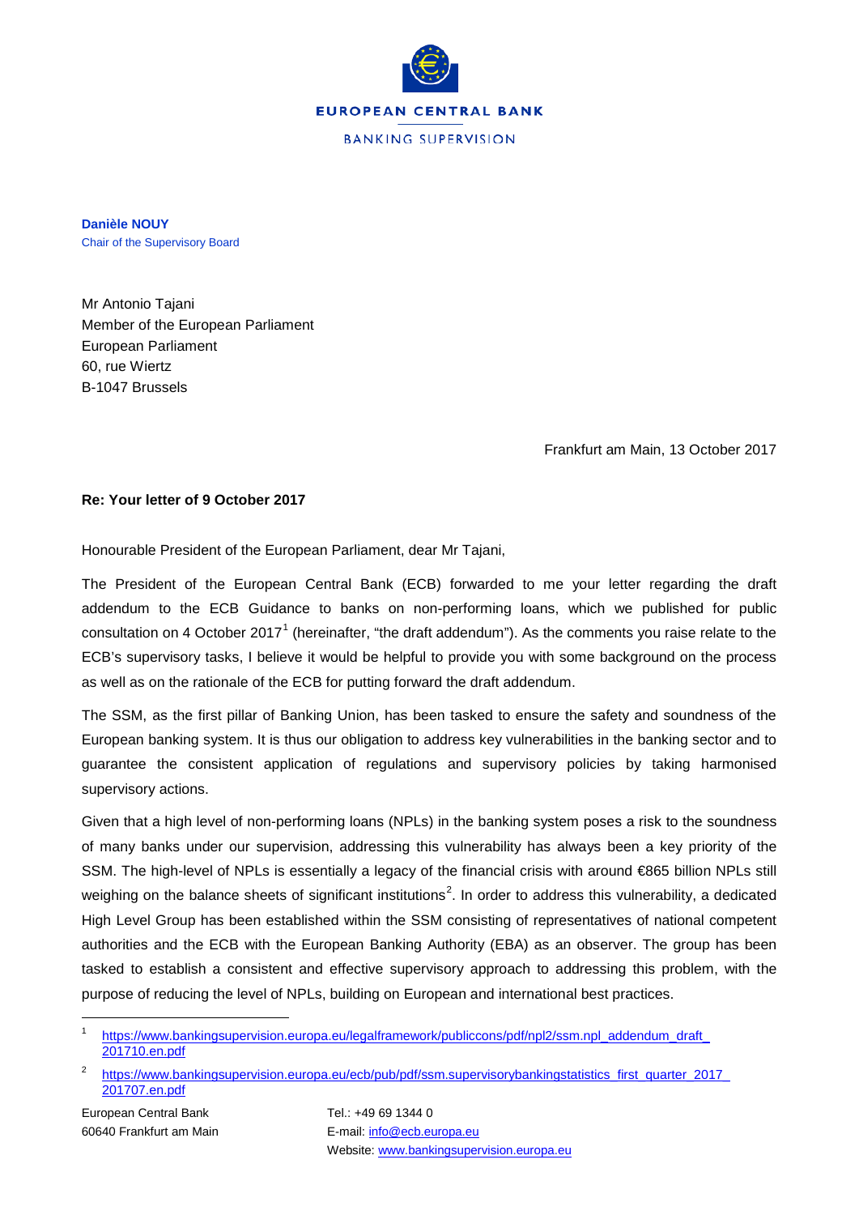EUROPEAN CENTRAL BANK

BANKING SUPERVISION

**Danièle NOUY**
Chair of the Supervisory Board

Mr Antonio Tajani
Member of the European Parliament
European Parliament
60, rue Wiertz
B-1047 Brussels

Frankfurt am Main, 13 October 2017

**Re: Your letter of 9 October 2017**

Honourable President of the European Parliament, dear Mr Tajani,

The President of the European Central Bank (ECB) forwarded to me your letter regarding the draft addendum to the ECB Guidance to banks on non-performing loans, which we published for public consultation on 4 October 2017[1] (hereinafter, "the draft addendum"). As the comments you raise relate to the ECB's supervisory tasks, I believe it would be helpful to provide you with some background on the process as well as on the rationale of the ECB for putting forward the draft addendum.

The SSM, as the first pillar of Banking Union, has been tasked to ensure the safety and soundness of the European banking system. It is thus our obligation to address key vulnerabilities in the banking sector and to guarantee the consistent application of regulations and supervisory policies by taking harmonised supervisory actions.

Given that a high level of non-performing loans (NPLs) in the banking system poses a risk to the soundness of many banks under our supervision, addressing this vulnerability has always been a key priority of the SSM. The high-level of NPLs is essentially a legacy of the financial crisis with around €865 billion NPLs still weighing on the balance sheets of significant institutions[2]. In order to address this vulnerability, a dedicated High Level Group has been established within the SSM consisting of representatives of national competent authorities and the ECB with the European Banking Authority (EBA) as an observer. The group has been tasked to establish a consistent and effective supervisory approach to addressing this problem, with the purpose of reducing the level of NPLs, building on European and international best practices.

[1] https://www.bankingsupervision.europa.eu/legalframework/publiccons/pdf/npl2/ssm.npl_addendum_draft_201710.en.pdf

[2] https://www.bankingsupervision.europa.eu/ecb/pub/pdf/ssm.supervisorybankingstatistics_first_quarter_2017_201707.en.pdf

European Central Bank
60640 Frankfurt am Main

Tel.: +49 69 1344 0
E-mail: info@ecb.europa.eu
Website: www.bankingsupervision.europa.eu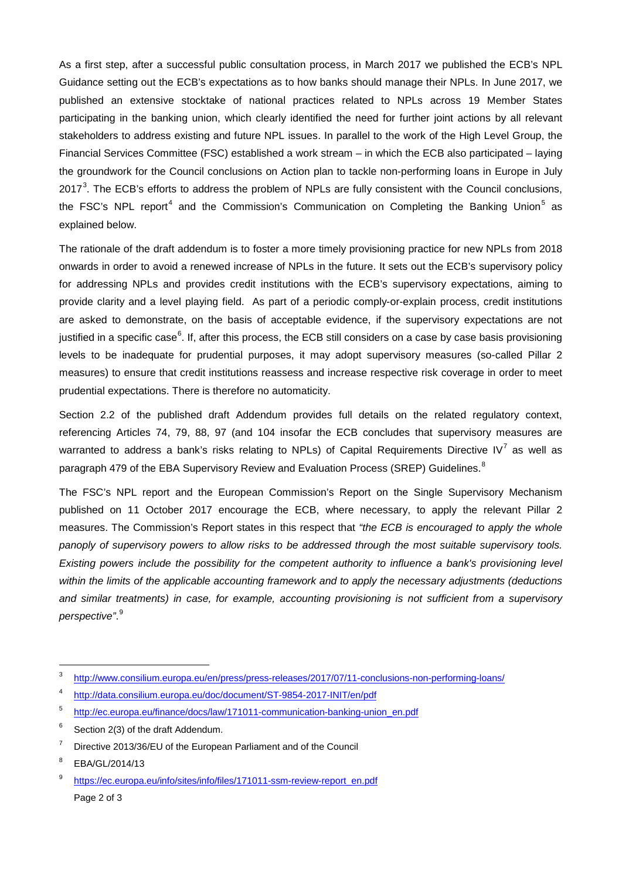As a first step, after a successful public consultation process, in March 2017 we published the ECB's NPL Guidance setting out the ECB's expectations as to how banks should manage their NPLs. In June 2017, we published an extensive stocktake of national practices related to NPLs across 19 Member States participating in the banking union, which clearly identified the need for further joint actions by all relevant stakeholders to address existing and future NPL issues. In parallel to the work of the High Level Group, the Financial Services Committee (FSC) established a work stream – in which the ECB also participated – laying the groundwork for the Council conclusions on Action plan to tackle non-performing loans in Europe in July 2017[3]. The ECB's efforts to address the problem of NPLs are fully consistent with the Council conclusions, the FSC's NPL report[4] and the Commission's Communication on Completing the Banking Union[5] as explained below.

The rationale of the draft addendum is to foster a more timely provisioning practice for new NPLs from 2018 onwards in order to avoid a renewed increase of NPLs in the future. It sets out the ECB's supervisory policy for addressing NPLs and provides credit institutions with the ECB's supervisory expectations, aiming to provide clarity and a level playing field. As part of a periodic comply-or-explain process, credit institutions are asked to demonstrate, on the basis of acceptable evidence, if the supervisory expectations are not justified in a specific case[6]. If, after this process, the ECB still considers on a case by case basis provisioning levels to be inadequate for prudential purposes, it may adopt supervisory measures (so-called Pillar 2 measures) to ensure that credit institutions reassess and increase respective risk coverage in order to meet prudential expectations. There is therefore no automaticity.

Section 2.2 of the published draft Addendum provides full details on the related regulatory context, referencing Articles 74, 79, 88, 97 (and 104 insofar the ECB concludes that supervisory measures are warranted to address a bank's risks relating to NPLs) of Capital Requirements Directive IV[7] as well as paragraph 479 of the EBA Supervisory Review and Evaluation Process (SREP) Guidelines.[8]

The FSC's NPL report and the European Commission's Report on the Single Supervisory Mechanism published on 11 October 2017 encourage the ECB, where necessary, to apply the relevant Pillar 2 measures. The Commission's Report states in this respect that *"the ECB is encouraged to apply the whole panoply of supervisory powers to allow risks to be addressed through the most suitable supervisory tools. Existing powers include the possibility for the competent authority to influence a bank's provisioning level within the limits of the applicable accounting framework and to apply the necessary adjustments (deductions and similar treatments) in case, for example, accounting provisioning is not sufficient from a supervisory perspective"*.[9]

---

[3] http://www.consilium.europa.eu/en/press/press-releases/2017/07/11-conclusions-non-performing-loans/

[4] http://data.consilium.europa.eu/doc/document/ST-9854-2017-INIT/en/pdf

[5] http://ec.europa.eu/finance/docs/law/171011-communication-banking-union_en.pdf

[6] Section 2(3) of the draft Addendum.

[7] Directive 2013/36/EU of the European Parliament and of the Council

[8] EBA/GL/2014/13

[9] https://ec.europa.eu/info/sites/info/files/171011-ssm-review-report_en.pdf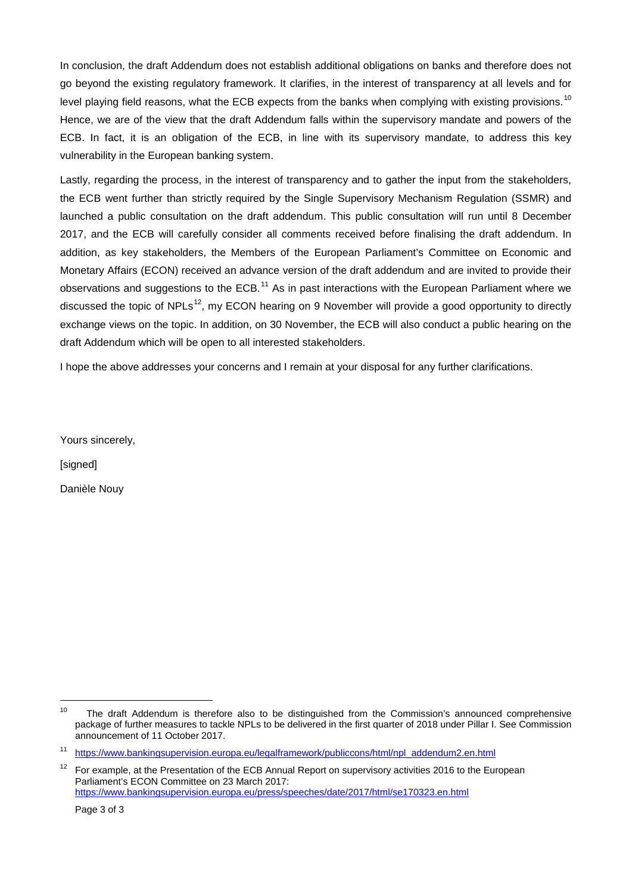In conclusion, the draft Addendum does not establish additional obligations on banks and therefore does not go beyond the existing regulatory framework. It clarifies, in the interest of transparency at all levels and for level playing field reasons, what the ECB expects from the banks when complying with existing provisions.[10] Hence, we are of the view that the draft Addendum falls within the supervisory mandate and powers of the ECB. In fact, it is an obligation of the ECB, in line with its supervisory mandate, to address this key vulnerability in the European banking system.

Lastly, regarding the process, in the interest of transparency and to gather the input from the stakeholders, the ECB went further than strictly required by the Single Supervisory Mechanism Regulation (SSMR) and launched a public consultation on the draft addendum. This public consultation will run until 8 December 2017, and the ECB will carefully consider all comments received before finalising the draft addendum. In addition, as key stakeholders, the Members of the European Parliament's Committee on Economic and Monetary Affairs (ECON) received an advance version of the draft addendum and are invited to provide their observations and suggestions to the ECB.[11] As in past interactions with the European Parliament where we discussed the topic of NPLs[12], my ECON hearing on 9 November will provide a good opportunity to directly exchange views on the topic. In addition, on 30 November, the ECB will also conduct a public hearing on the draft Addendum which will be open to all interested stakeholders.

I hope the above addresses your concerns and I remain at your disposal for any further clarifications.

Yours sincerely,

[signed]

Danièle Nouy

---

[10] The draft Addendum is therefore also to be distinguished from the Commission's announced comprehensive package of further measures to tackle NPLs to be delivered in the first quarter of 2018 under Pillar I. See Commission announcement of 11 October 2017.

[11] https://www.bankingsupervision.europa.eu/legalframework/publiccons/html/npl_addendum2.en.html

[12] For example, at the Presentation of the ECB Annual Report on supervisory activities 2016 to the European Parliament's ECON Committee on 23 March 2017: https://www.bankingsupervision.europa.eu/press/speeches/date/2017/html/se170323.en.html